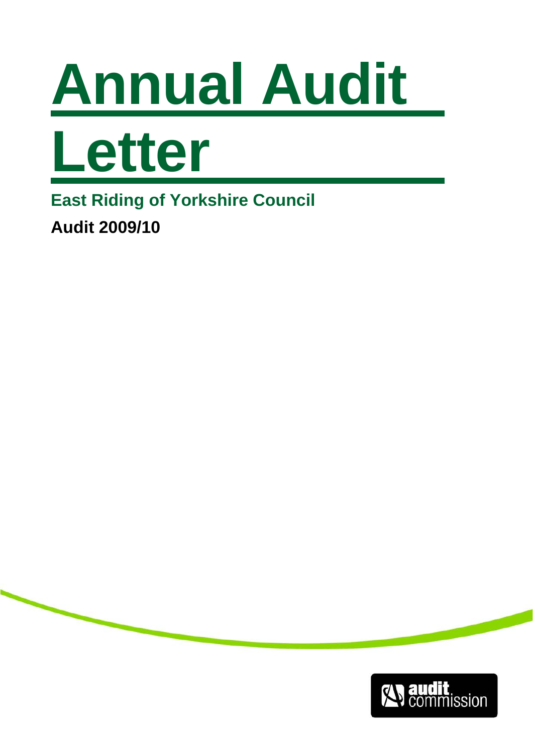# Annual Audit Letter

## East Riding of Yorkshire Council

**Audit 2009/10**

audit commission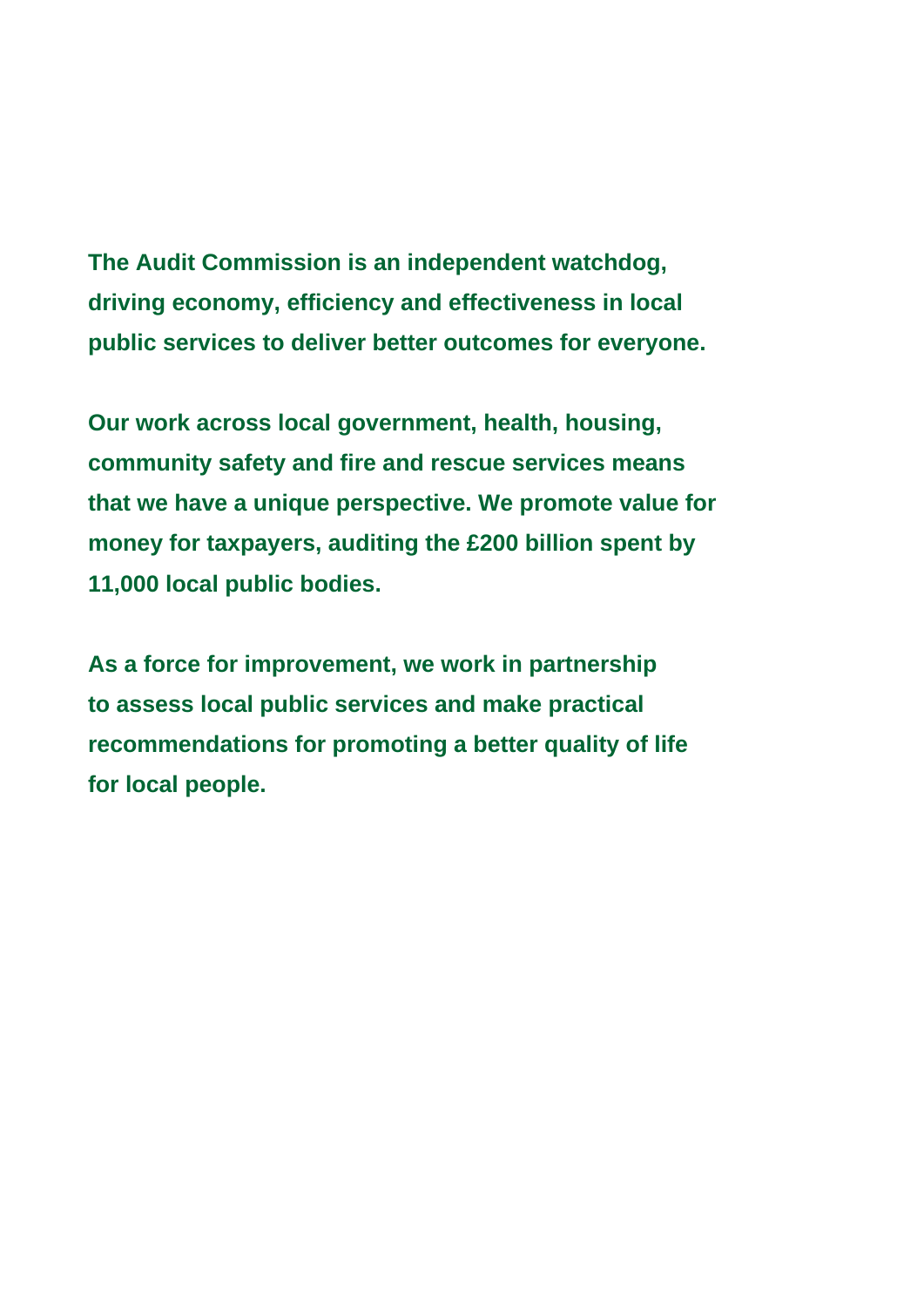**The Audit Commission is an independent watchdog, driving economy, efficiency and effectiveness in local public services to deliver better outcomes for everyone.**

**Our work across local government, health, housing, community safety and fire and rescue services means that we have a unique perspective. We promote value for money for taxpayers, auditing the £200 billion spent by 11,000 local public bodies.**

**As a force for improvement, we work in partnership to assess local public services and make practical recommendations for promoting a better quality of life for local people.**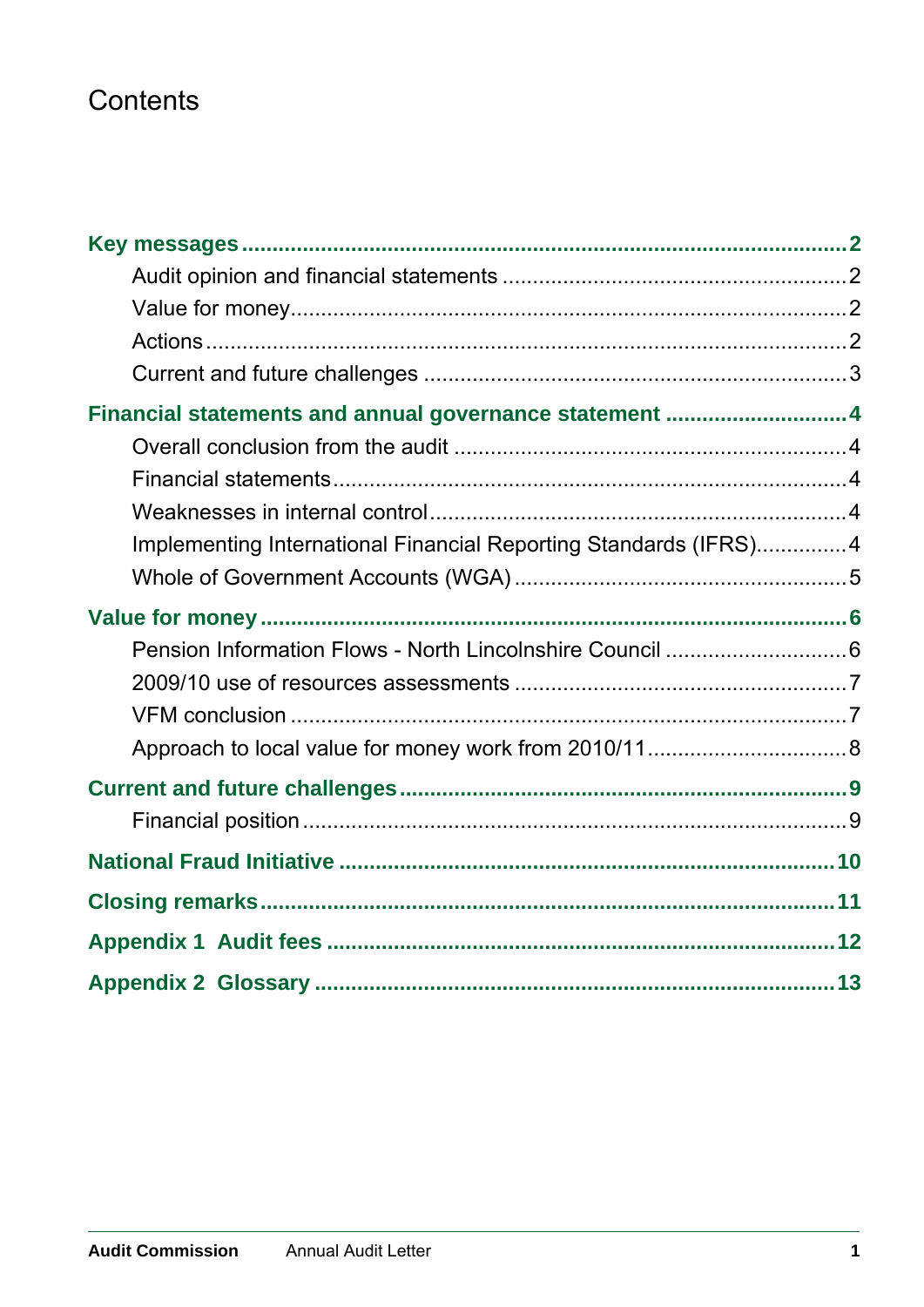# Contents

**Key messages** 2
- Audit opinion and financial statements 2
- Value for money 2
- Actions 2
- Current and future challenges 3

**Financial statements and annual governance statement** 4
- Overall conclusion from the audit 4
- Financial statements 4
- Weaknesses in internal control 4
- Implementing International Financial Reporting Standards (IFRS) 4
- Whole of Government Accounts (WGA) 5

**Value for money** 6
- Pension Information Flows - North Lincolnshire Council 6
- 2009/10 use of resources assessments 7
- VFM conclusion 7
- Approach to local value for money work from 2010/11 8

**Current and future challenges** 9
- Financial position 9

**National Fraud Initiative** 10

**Closing remarks** 11

**Appendix 1 Audit fees** 12

**Appendix 2 Glossary** 13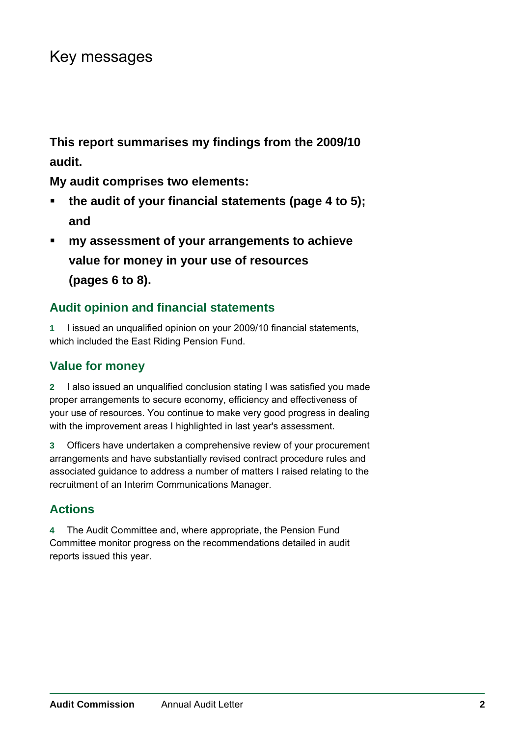# Key messages

**This report summarises my findings from the 2009/10 audit.**

**My audit comprises two elements:**

- **the audit of your financial statements (page 4 to 5); and**
- **my assessment of your arrangements to achieve value for money in your use of resources (pages 6 to 8).**

## Audit opinion and financial statements

**1** I issued an unqualified opinion on your 2009/10 financial statements, which included the East Riding Pension Fund.

## Value for money

**2** I also issued an unqualified conclusion stating I was satisfied you made proper arrangements to secure economy, efficiency and effectiveness of your use of resources. You continue to make very good progress in dealing with the improvement areas I highlighted in last year's assessment.

**3** Officers have undertaken a comprehensive review of your procurement arrangements and have substantially revised contract procedure rules and associated guidance to address a number of matters I raised relating to the recruitment of an Interim Communications Manager.

## Actions

**4** The Audit Committee and, where appropriate, the Pension Fund Committee monitor progress on the recommendations detailed in audit reports issued this year.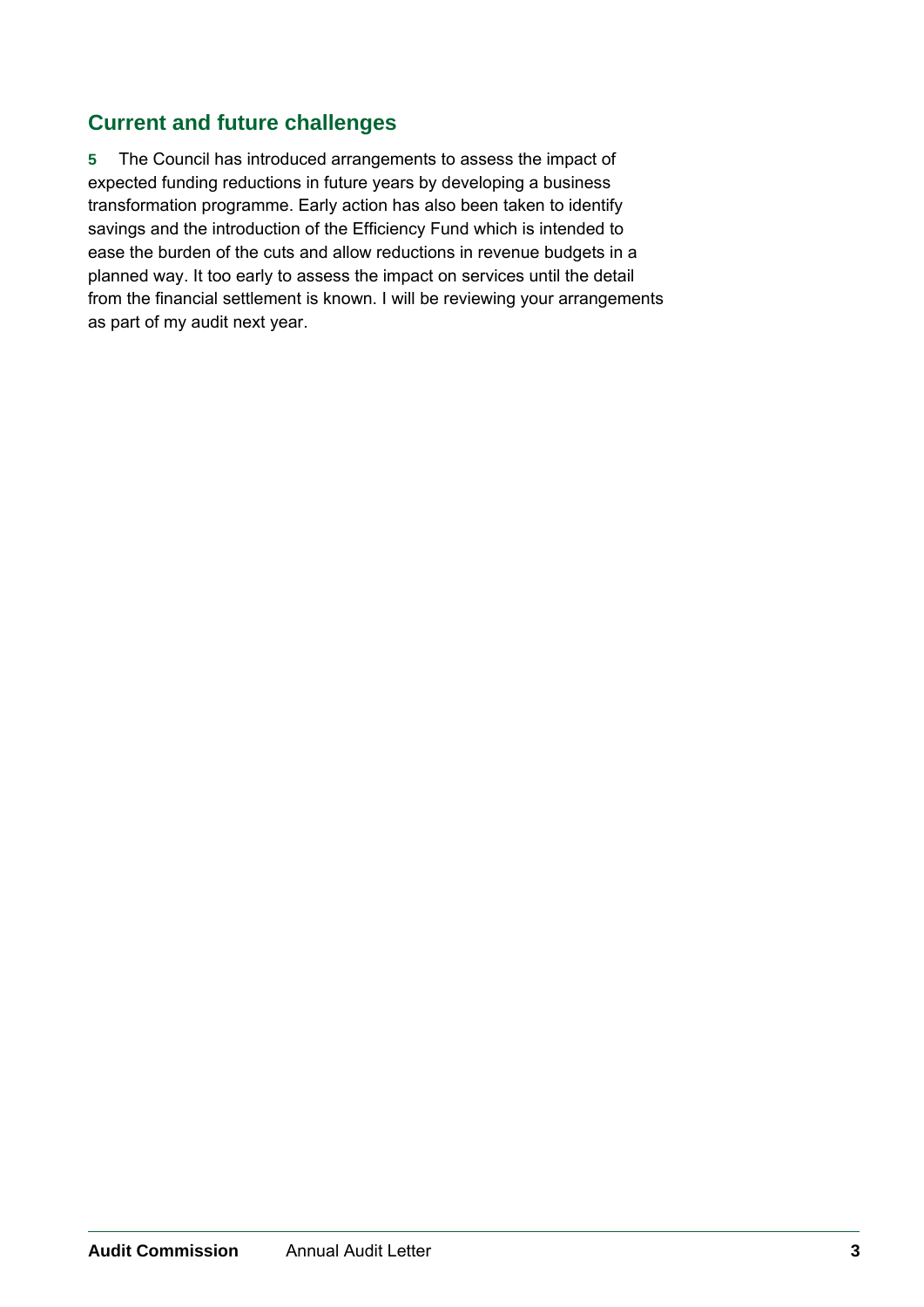## Current and future challenges

**5** The Council has introduced arrangements to assess the impact of expected funding reductions in future years by developing a business transformation programme. Early action has also been taken to identify savings and the introduction of the Efficiency Fund which is intended to ease the burden of the cuts and allow reductions in revenue budgets in a planned way. It too early to assess the impact on services until the detail from the financial settlement is known. I will be reviewing your arrangements as part of my audit next year.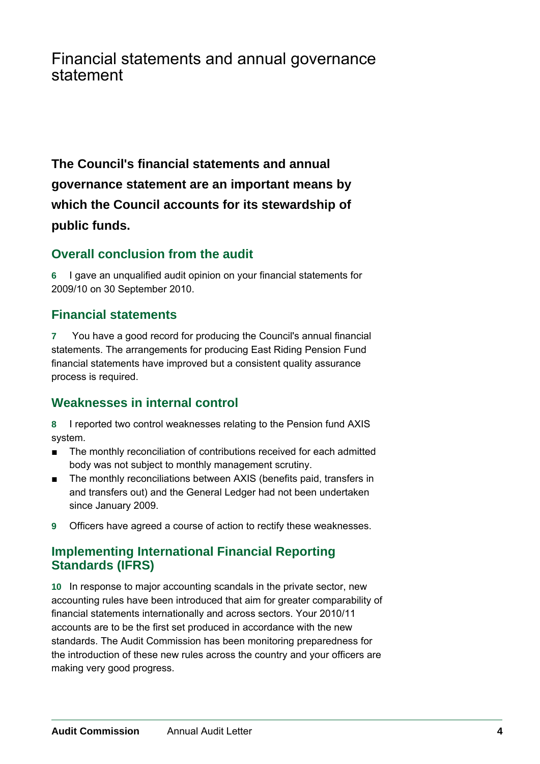# Financial statements and annual governance statement

**The Council's financial statements and annual governance statement are an important means by which the Council accounts for its stewardship of public funds.**

## Overall conclusion from the audit

**6** I gave an unqualified audit opinion on your financial statements for 2009/10 on 30 September 2010.

## Financial statements

**7** You have a good record for producing the Council's annual financial statements. The arrangements for producing East Riding Pension Fund financial statements have improved but a consistent quality assurance process is required.

## Weaknesses in internal control

**8** I reported two control weaknesses relating to the Pension fund AXIS system.

- The monthly reconciliation of contributions received for each admitted body was not subject to monthly management scrutiny.
- The monthly reconciliations between AXIS (benefits paid, transfers in and transfers out) and the General Ledger had not been undertaken since January 2009.

**9** Officers have agreed a course of action to rectify these weaknesses.

## Implementing International Financial Reporting Standards (IFRS)

**10** In response to major accounting scandals in the private sector, new accounting rules have been introduced that aim for greater comparability of financial statements internationally and across sectors. Your 2010/11 accounts are to be the first set produced in accordance with the new standards. The Audit Commission has been monitoring preparedness for the introduction of these new rules across the country and your officers are making very good progress.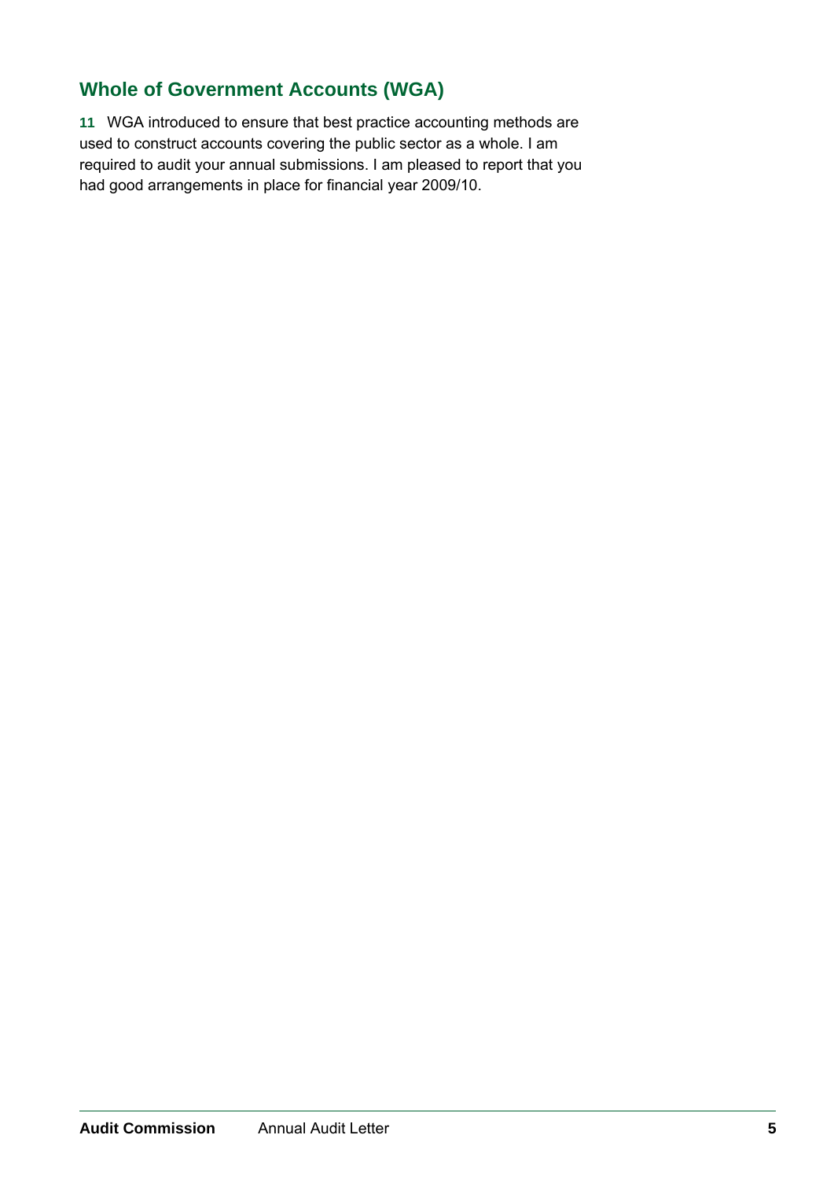## Whole of Government Accounts (WGA)

**11** WGA introduced to ensure that best practice accounting methods are used to construct accounts covering the public sector as a whole. I am required to audit your annual submissions. I am pleased to report that you had good arrangements in place for financial year 2009/10.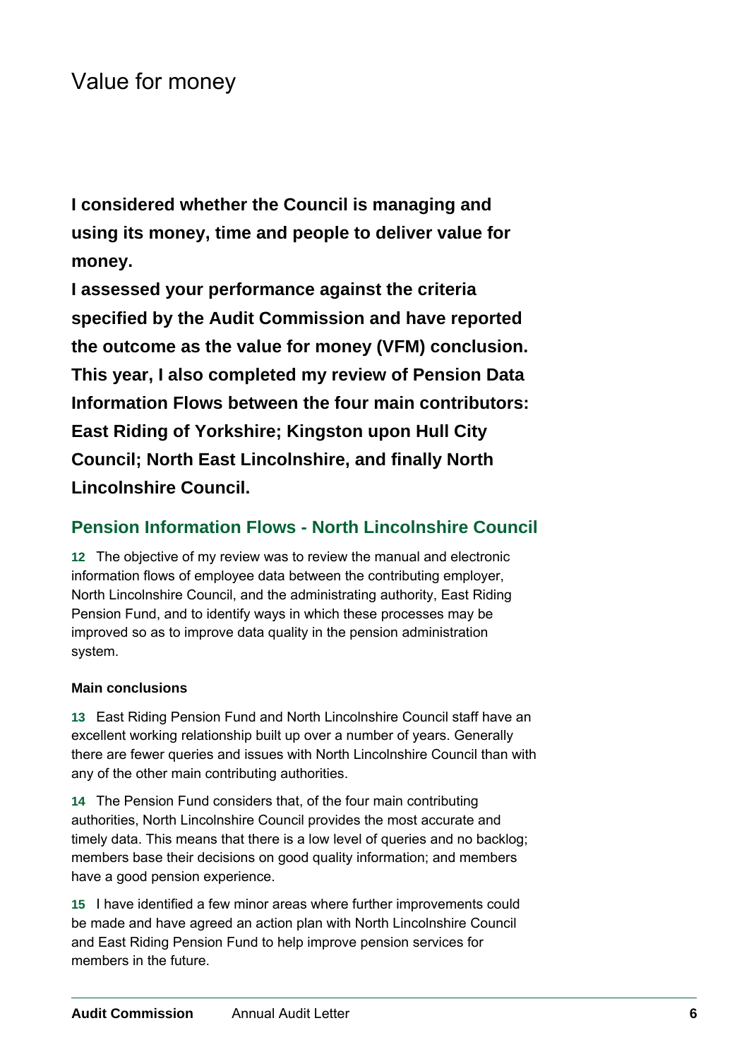# Value for money

**I considered whether the Council is managing and using its money, time and people to deliver value for money.**

**I assessed your performance against the criteria specified by the Audit Commission and have reported the outcome as the value for money (VFM) conclusion. This year, I also completed my review of Pension Data Information Flows between the four main contributors: East Riding of Yorkshire; Kingston upon Hull City Council; North East Lincolnshire, and finally North Lincolnshire Council.**

## Pension Information Flows - North Lincolnshire Council

**12** The objective of my review was to review the manual and electronic information flows of employee data between the contributing employer, North Lincolnshire Council, and the administrating authority, East Riding Pension Fund, and to identify ways in which these processes may be improved so as to improve data quality in the pension administration system.

### Main conclusions

**13** East Riding Pension Fund and North Lincolnshire Council staff have an excellent working relationship built up over a number of years. Generally there are fewer queries and issues with North Lincolnshire Council than with any of the other main contributing authorities.

**14** The Pension Fund considers that, of the four main contributing authorities, North Lincolnshire Council provides the most accurate and timely data. This means that there is a low level of queries and no backlog; members base their decisions on good quality information; and members have a good pension experience.

**15** I have identified a few minor areas where further improvements could be made and have agreed an action plan with North Lincolnshire Council and East Riding Pension Fund to help improve pension services for members in the future.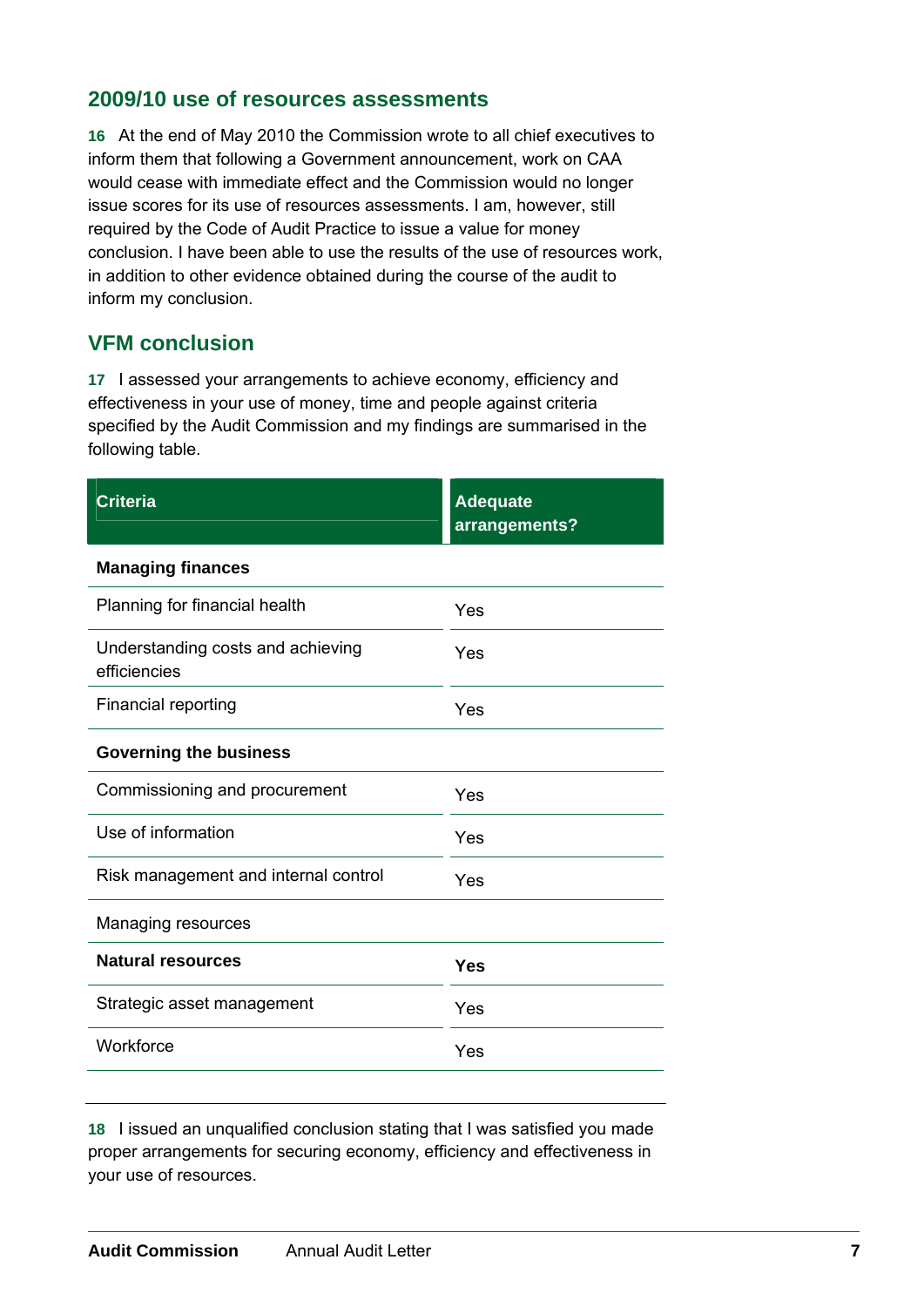## 2009/10 use of resources assessments

**16** At the end of May 2010 the Commission wrote to all chief executives to inform them that following a Government announcement, work on CAA would cease with immediate effect and the Commission would no longer issue scores for its use of resources assessments. I am, however, still required by the Code of Audit Practice to issue a value for money conclusion. I have been able to use the results of the use of resources work, in addition to other evidence obtained during the course of the audit to inform my conclusion.

## VFM conclusion

**17** I assessed your arrangements to achieve economy, efficiency and effectiveness in your use of money, time and people against criteria specified by the Audit Commission and my findings are summarised in the following table.

| Criteria | Adequate arrangements? |
|---|---|
| **Managing finances** | |
| Planning for financial health | Yes |
| Understanding costs and achieving efficiencies | Yes |
| Financial reporting | Yes |
| **Governing the business** | |
| Commissioning and procurement | Yes |
| Use of information | Yes |
| Risk management and internal control | Yes |
| Managing resources | |
| **Natural resources** | **Yes** |
| Strategic asset management | Yes |
| Workforce | Yes |

**18** I issued an unqualified conclusion stating that I was satisfied you made proper arrangements for securing economy, efficiency and effectiveness in your use of resources.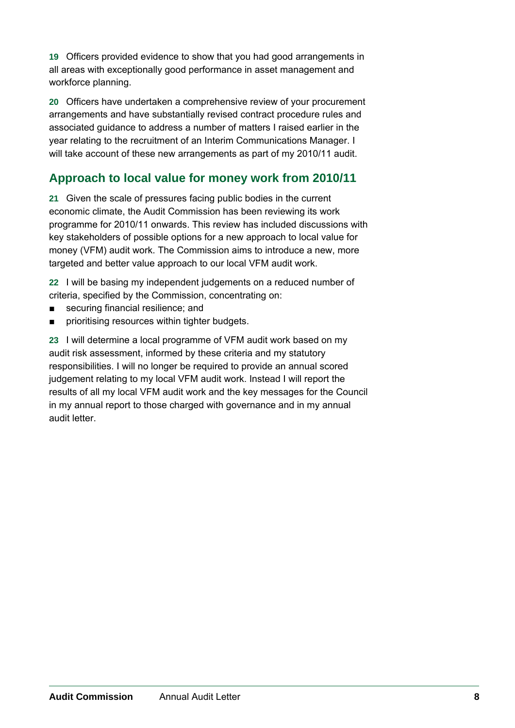**19** Officers provided evidence to show that you had good arrangements in all areas with exceptionally good performance in asset management and workforce planning.

**20** Officers have undertaken a comprehensive review of your procurement arrangements and have substantially revised contract procedure rules and associated guidance to address a number of matters I raised earlier in the year relating to the recruitment of an Interim Communications Manager. I will take account of these new arrangements as part of my 2010/11 audit.

## Approach to local value for money work from 2010/11

**21** Given the scale of pressures facing public bodies in the current economic climate, the Audit Commission has been reviewing its work programme for 2010/11 onwards. This review has included discussions with key stakeholders of possible options for a new approach to local value for money (VFM) audit work. The Commission aims to introduce a new, more targeted and better value approach to our local VFM audit work.

**22** I will be basing my independent judgements on a reduced number of criteria, specified by the Commission, concentrating on:

- securing financial resilience; and
- prioritising resources within tighter budgets.

**23** I will determine a local programme of VFM audit work based on my audit risk assessment, informed by these criteria and my statutory responsibilities. I will no longer be required to provide an annual scored judgement relating to my local VFM audit work. Instead I will report the results of all my local VFM audit work and the key messages for the Council in my annual report to those charged with governance and in my annual audit letter.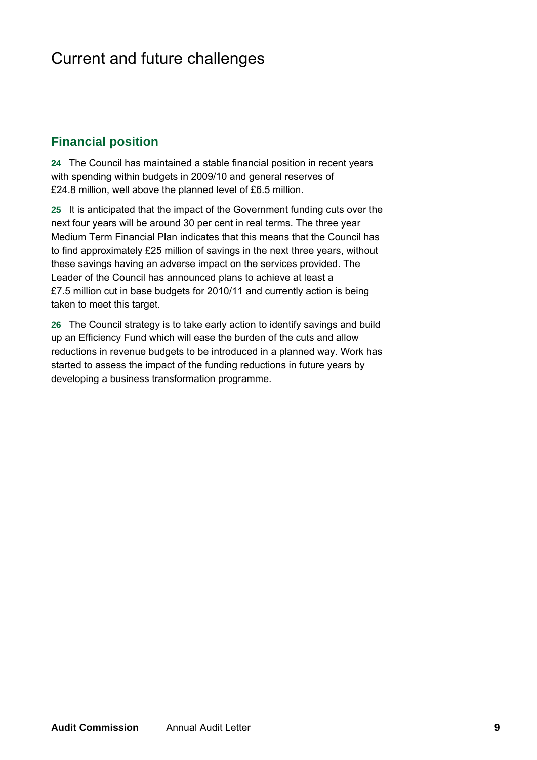# Current and future challenges

## Financial position

**24** The Council has maintained a stable financial position in recent years with spending within budgets in 2009/10 and general reserves of £24.8 million, well above the planned level of £6.5 million.

**25** It is anticipated that the impact of the Government funding cuts over the next four years will be around 30 per cent in real terms. The three year Medium Term Financial Plan indicates that this means that the Council has to find approximately £25 million of savings in the next three years, without these savings having an adverse impact on the services provided. The Leader of the Council has announced plans to achieve at least a £7.5 million cut in base budgets for 2010/11 and currently action is being taken to meet this target.

**26** The Council strategy is to take early action to identify savings and build up an Efficiency Fund which will ease the burden of the cuts and allow reductions in revenue budgets to be introduced in a planned way. Work has started to assess the impact of the funding reductions in future years by developing a business transformation programme.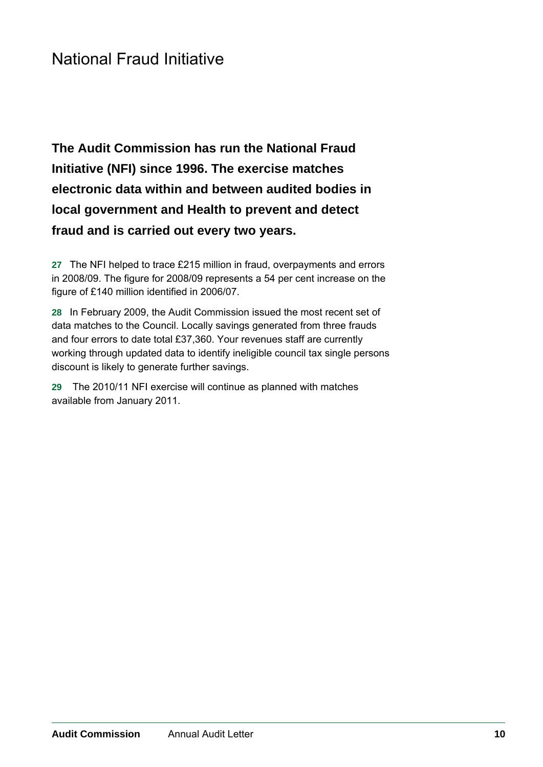# National Fraud Initiative

**The Audit Commission has run the National Fraud Initiative (NFI) since 1996. The exercise matches electronic data within and between audited bodies in local government and Health to prevent and detect fraud and is carried out every two years.**

**27** The NFI helped to trace £215 million in fraud, overpayments and errors in 2008/09. The figure for 2008/09 represents a 54 per cent increase on the figure of £140 million identified in 2006/07.

**28** In February 2009, the Audit Commission issued the most recent set of data matches to the Council. Locally savings generated from three frauds and four errors to date total £37,360. Your revenues staff are currently working through updated data to identify ineligible council tax single persons discount is likely to generate further savings.

**29** The 2010/11 NFI exercise will continue as planned with matches available from January 2011.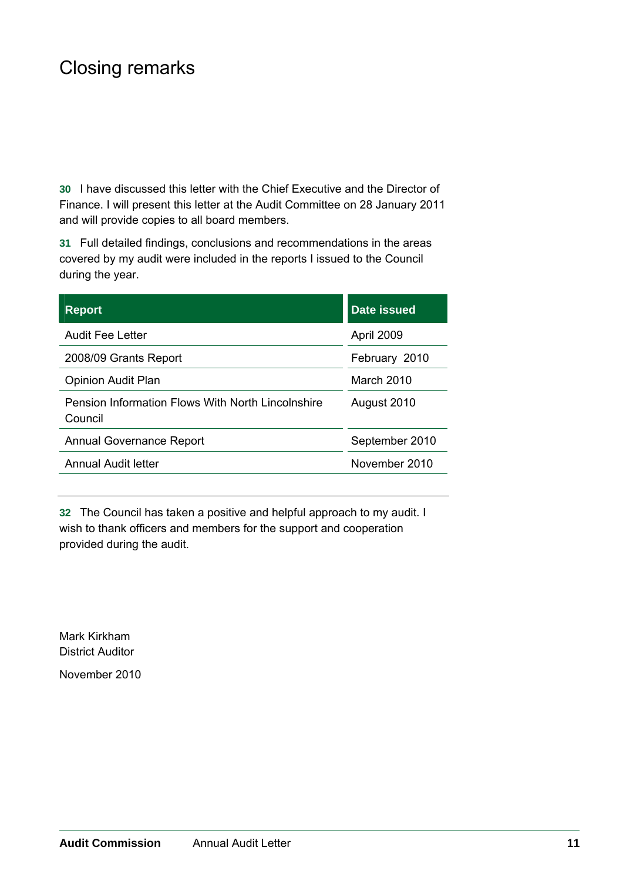# Closing remarks

**30** I have discussed this letter with the Chief Executive and the Director of Finance. I will present this letter at the Audit Committee on 28 January 2011 and will provide copies to all board members.

**31** Full detailed findings, conclusions and recommendations in the areas covered by my audit were included in the reports I issued to the Council during the year.

| Report | Date issued |
|---|---|
| Audit Fee Letter | April 2009 |
| 2008/09 Grants Report | February 2010 |
| Opinion Audit Plan | March 2010 |
| Pension Information Flows With North Lincolnshire Council | August 2010 |
| Annual Governance Report | September 2010 |
| Annual Audit letter | November 2010 |

**32** The Council has taken a positive and helpful approach to my audit. I wish to thank officers and members for the support and cooperation provided during the audit.

Mark Kirkham
District Auditor

November 2010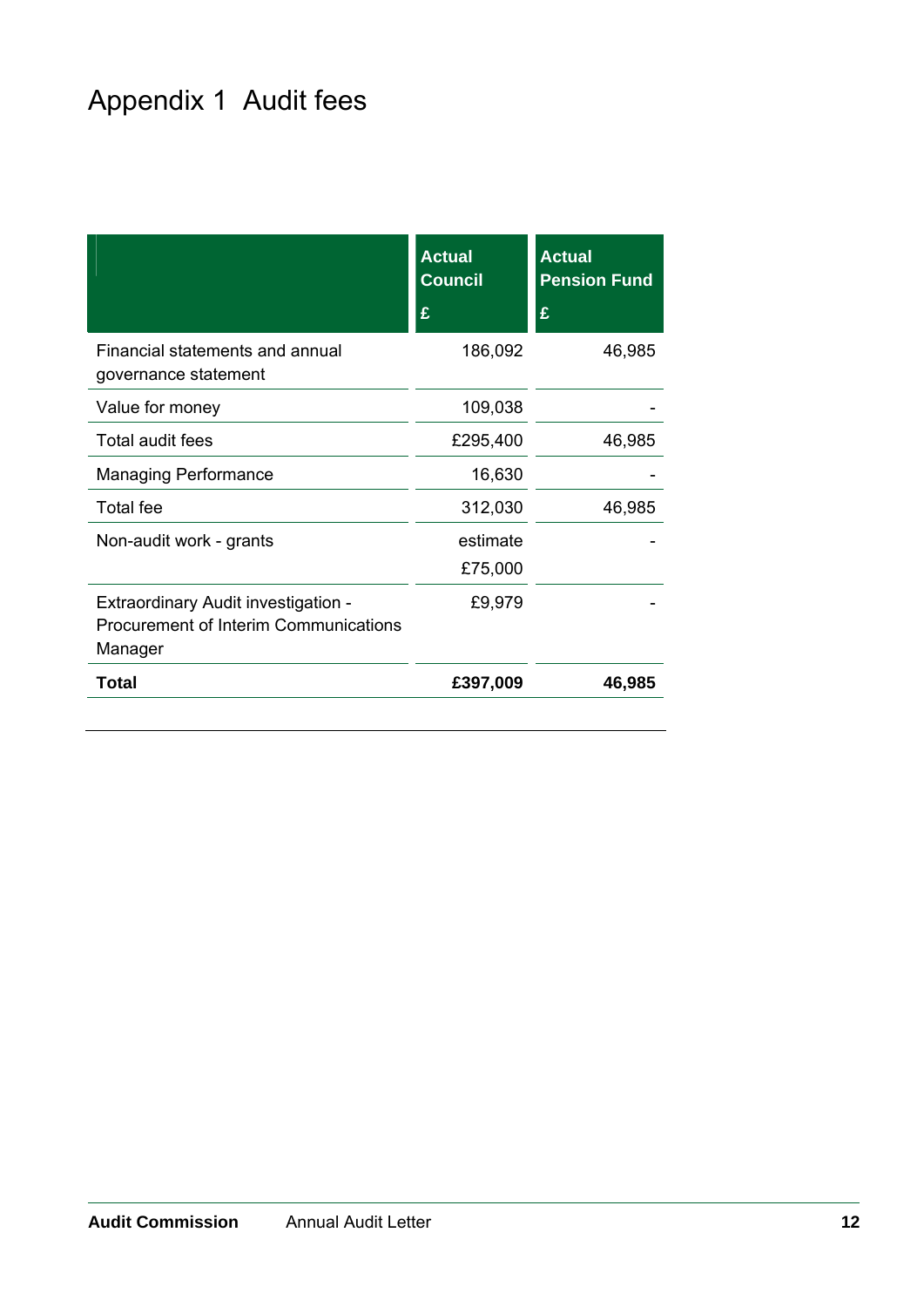# Appendix 1 Audit fees

| | Actual Council £ | Actual Pension Fund £ |
|---|---|---|
| Financial statements and annual governance statement | 186,092 | 46,985 |
| Value for money | 109,038 | - |
| Total audit fees | £295,400 | 46,985 |
| Managing Performance | 16,630 | - |
| Total fee | 312,030 | 46,985 |
| Non-audit work - grants | estimate £75,000 | - |
| Extraordinary Audit investigation - Procurement of Interim Communications Manager | £9,979 | - |
| **Total** | **£397,009** | **46,985** |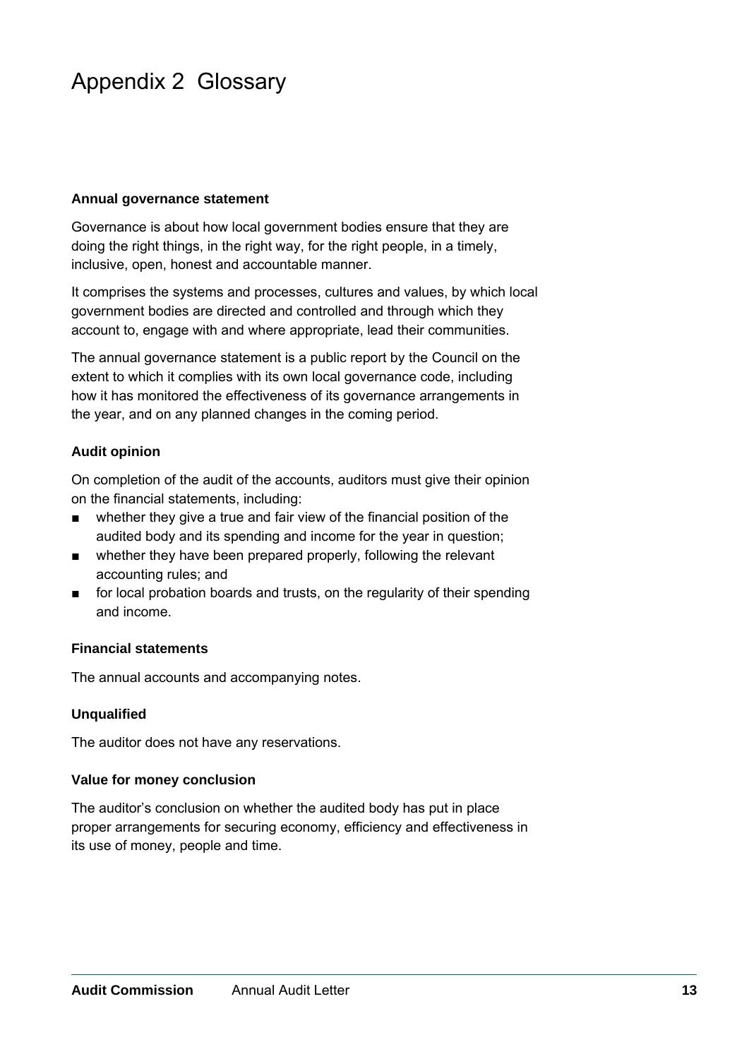# Appendix 2 Glossary

**Annual governance statement**

Governance is about how local government bodies ensure that they are doing the right things, in the right way, for the right people, in a timely, inclusive, open, honest and accountable manner.

It comprises the systems and processes, cultures and values, by which local government bodies are directed and controlled and through which they account to, engage with and where appropriate, lead their communities.

The annual governance statement is a public report by the Council on the extent to which it complies with its own local governance code, including how it has monitored the effectiveness of its governance arrangements in the year, and on any planned changes in the coming period.

**Audit opinion**

On completion of the audit of the accounts, auditors must give their opinion on the financial statements, including:

- whether they give a true and fair view of the financial position of the audited body and its spending and income for the year in question;
- whether they have been prepared properly, following the relevant accounting rules; and
- for local probation boards and trusts, on the regularity of their spending and income.

**Financial statements**

The annual accounts and accompanying notes.

**Unqualified**

The auditor does not have any reservations.

**Value for money conclusion**

The auditor's conclusion on whether the audited body has put in place proper arrangements for securing economy, efficiency and effectiveness in its use of money, people and time.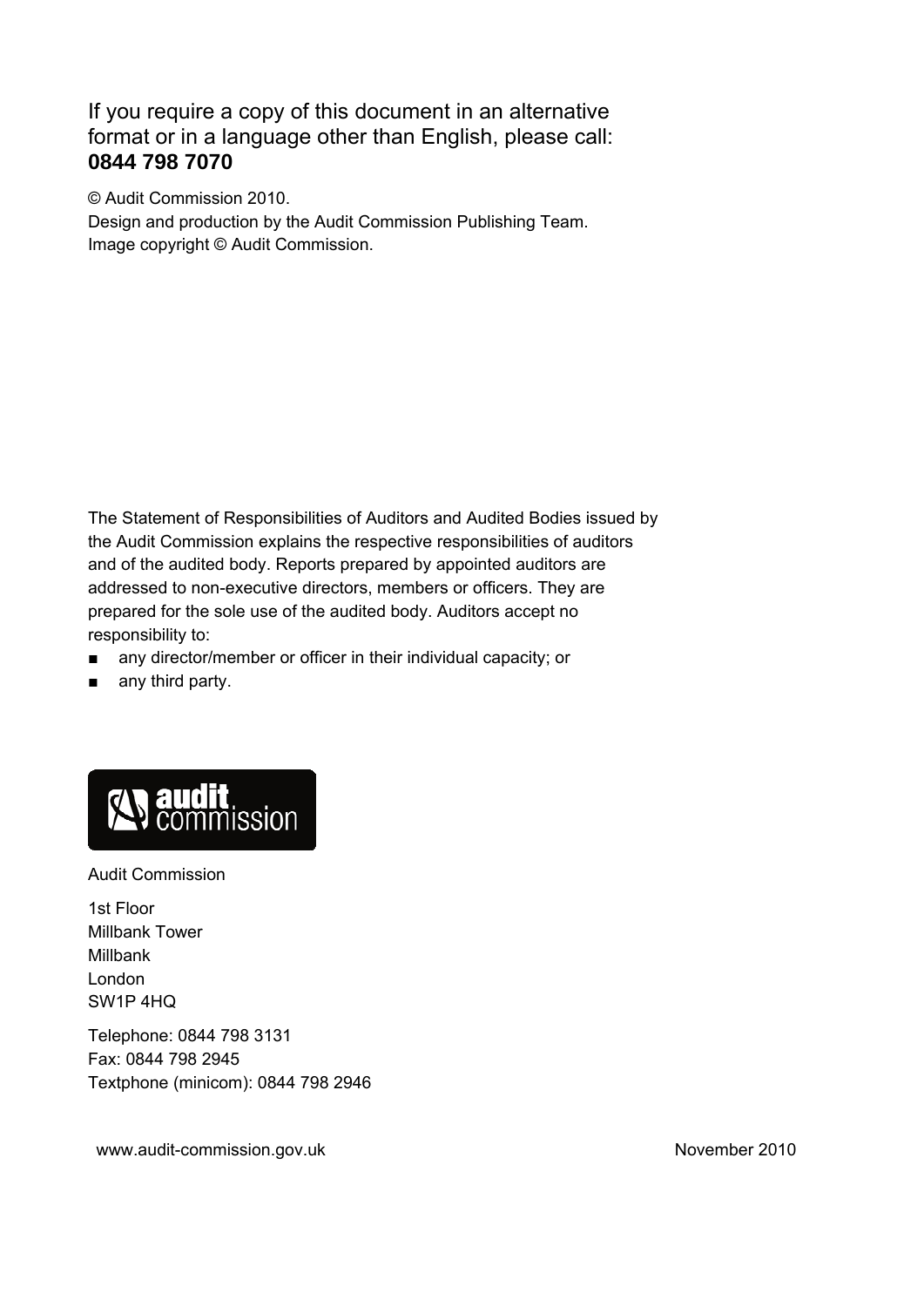If you require a copy of this document in an alternative format or in a language other than English, please call:
**0844 798 7070**

© Audit Commission 2010.

Design and production by the Audit Commission Publishing Team.

Image copyright © Audit Commission.

The Statement of Responsibilities of Auditors and Audited Bodies issued by the Audit Commission explains the respective responsibilities of auditors and of the audited body. Reports prepared by appointed auditors are addressed to non-executive directors, members or officers. They are prepared for the sole use of the audited body. Auditors accept no responsibility to:

- any director/member or officer in their individual capacity; or
- any third party.

audit commission

Audit Commission

1st Floor
Millbank Tower
Millbank
London
SW1P 4HQ

Telephone: 0844 798 3131
Fax: 0844 798 2945
Textphone (minicom): 0844 798 2946

www.audit-commission.gov.uk

November 2010